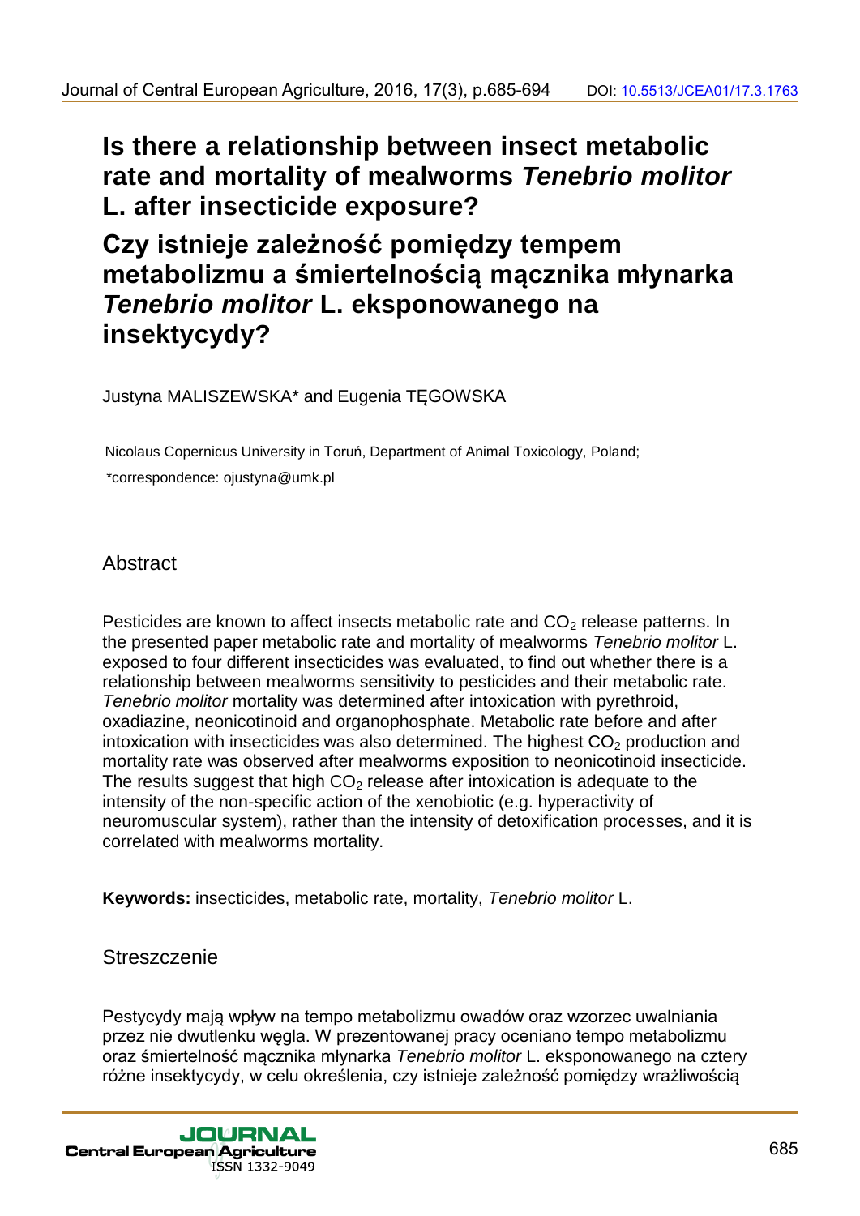# Is there a relationship between insect metabolic rate and mortality of mealworms *Tenebrio molitor* L. after insecticide exposure?

# Czy istnieje zależność pomiędzy tempem metabolizmu a śmiertelnością mącznika młynarka *Tenebrio molitor* L. eksponowanego na insektycydy?

Justyna MALISZEWSKA* and Eugenia TĘGOWSKA

Nicolaus Copernicus University in Toruń, Department of Animal Toxicology, Poland;

*correspondence: ojustyna@umk.pl

## Abstract

Pesticides are known to affect insects metabolic rate and $CO_2$ release patterns. In the presented paper metabolic rate and mortality of mealworms *Tenebrio molitor* L. exposed to four different insecticides was evaluated, to find out whether there is a relationship between mealworms sensitivity to pesticides and their metabolic rate. *Tenebrio molitor* mortality was determined after intoxication with pyrethroid, oxadiazine, neonicotinoid and organophosphate. Metabolic rate before and after intoxication with insecticides was also determined. The highest $CO_2$ production and mortality rate was observed after mealworms exposition to neonicotinoid insecticide. The results suggest that high $CO_2$ release after intoxication is adequate to the intensity of the non-specific action of the xenobiotic (e.g. hyperactivity of neuromuscular system), rather than the intensity of detoxification processes, and it is correlated with mealworms mortality.

**Keywords:** insecticides, metabolic rate, mortality, *Tenebrio molitor* L.

## Streszczenie

Pestycydy mają wpływ na tempo metabolizmu owadów oraz wzorzec uwalniania przez nie dwutlenku węgla. W prezentowanej pracy oceniano tempo metabolizmu oraz śmiertelność mącznika młynarka *Tenebrio molitor* L. eksponowanego na cztery różne insektycydy, w celu określenia, czy istnieje zależność pomiędzy wrażliwością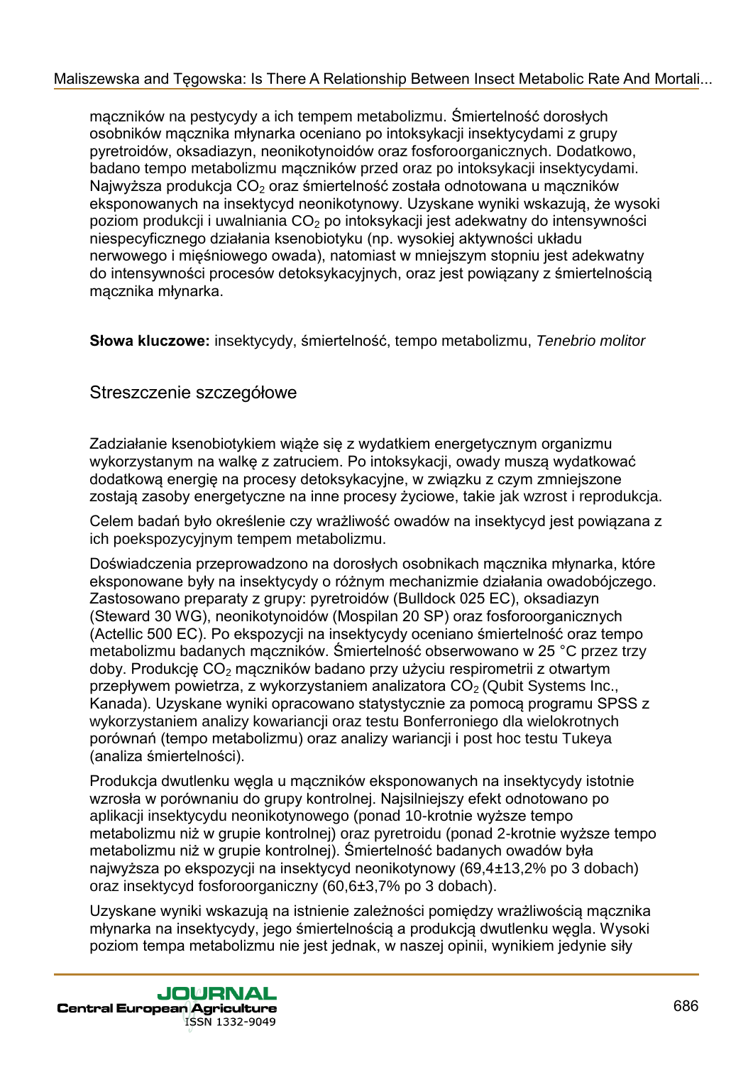mączników na pestycydy a ich tempem metabolizmu. Śmiertelność dorosłych osobników mącznika młynarka oceniano po intoksykacji insektycydami z grupy pyretroidów, oksadiazyn, neonikotynoidów oraz fosforoorganicznych. Dodatkowo, badano tempo metabolizmu mączników przed oraz po intoksykacji insektycydami. Najwyższa produkcja $CO_2$ oraz śmiertelność została odnotowana u mączników eksponowanych na insektycyd neonikotynowy. Uzyskane wyniki wskazują, że wysoki poziom produkcji i uwalniania $CO_2$ po intoksykacji jest adekwatny do intensywności niespecyficznego działania ksenobiotyku (np. wysokiej aktywności układu nerwowego i mięśniowego owada), natomiast w mniejszym stopniu jest adekwatny do intensywności procesów detoksykacyjnych, oraz jest powiązany ze śmiertelnością mącznika młynarka.

**Słowa kluczowe:** insektycydy, śmiertelność, tempo metabolizmu, *Tenebrio molitor*

## Streszczenie szczegółowe

Zadziałanie ksenobiotykiem wiąże się z wydatkiem energetycznym organizmu wykorzystanym na walkę z zatruciem. Po intoksykacji, owady muszą wydatkować dodatkową energię na procesy detoksykacyjne, w związku z czym zmniejszone zostają zasoby energetyczne na inne procesy życiowe, takie jak wzrost i reprodukcja.

Celem badań było określenie czy wrażliwość owadów na insektycyd jest powiązana z ich poekspozycyjnym tempem metabolizmu.

Doświadczenia przeprowadzono na dorosłych osobnikach mącznika młynarka, które eksponowane były na insektycydy o różnym mechanizmie działania owadobójczego. Zastosowano preparaty z grupy: pyretroidów (Bulldock 025 EC), oksadiazyn (Steward 30 WG), neonikotynoidów (Mospilan 20 SP) oraz fosforoorganicznych (Actellic 500 EC). Po ekspozycji na insektycydy oceniano śmiertelność oraz tempo metabolizmu badanych mączników. Śmiertelność obserwowano w 25 °C przez trzy doby. Produkcję $CO_2$ mączników badano przy użyciu respirometrii z otwartym przepływem powietrza, z wykorzystaniem analizatora $CO_2$ (Qubit Systems Inc., Kanada). Uzyskane wyniki opracowano statystycznie za pomocą programu SPSS z wykorzystaniem analizy kowariancji oraz testu Bonferroniego dla wielokrotnych porównań (tempo metabolizmu) oraz analizy wariancji i post hoc testu Tukeya (analiza śmiertelności).

Produkcja dwutlenku węgla u mączników eksponowanych na insektycydy istotnie wzrosła w porównaniu do grupy kontrolnej. Najsilniejszy efekt odnotowano po aplikacji insektycydu neonikotynowego (ponad 10-krotnie wyższe tempo metabolizmu niż w grupie kontrolnej) oraz pyretroidu (ponad 2-krotnie wyższe tempo metabolizmu niż w grupie kontrolnej). Śmiertelność badanych owadów była najwyższa po ekspozycji na insektycyd neonikotynowy (69,4±13,2% po 3 dobach) oraz insektycyd fosforoorganiczny (60,6±3,7% po 3 dobach).

Uzyskane wyniki wskazują na istnienie zależności pomiędzy wrażliwością mącznika młynarka na insektycydy, jego śmiertelnością a produkcją dwutlenku węgla. Wysoki poziom tempa metabolizmu nie jest jednak, w naszej opinii, wynikiem jedynie siły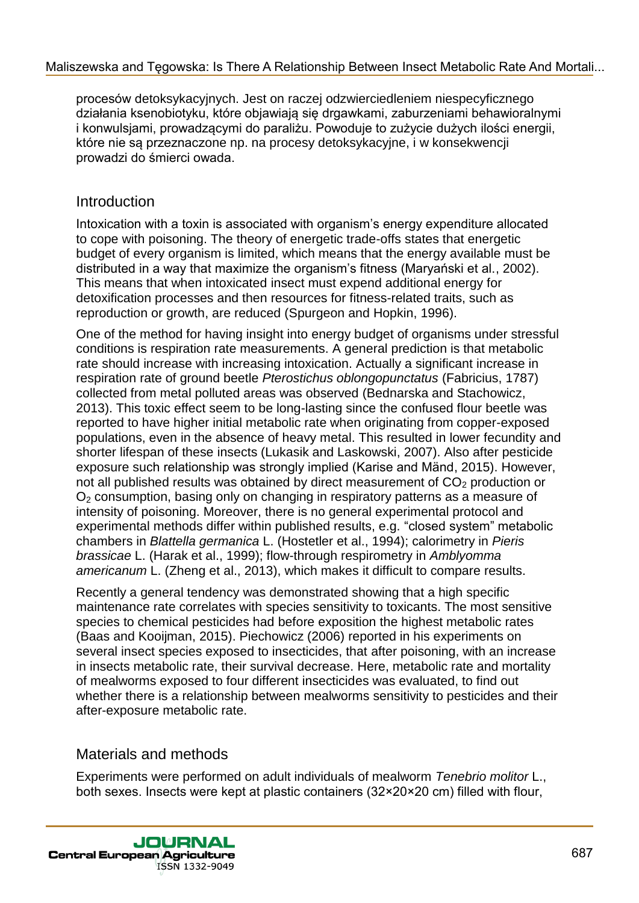procesów detoksykacyjnych. Jest on raczej odzwierciedleniem niespecyficznego działania ksenobiotyku, które objawiają się drgawkami, zaburzeniami behawioralnymi i konwulsjami, prowadzącymi do paraliżu. Powoduje to zużycie dużych ilości energii, które nie są przeznaczone np. na procesy detoksykacyjne, i w konsekwencji prowadzi do śmierci owada.

## Introduction

Intoxication with a toxin is associated with organism's energy expenditure allocated to cope with poisoning. The theory of energetic trade-offs states that energetic budget of every organism is limited, which means that the energy available must be distributed in a way that maximize the organism's fitness (Maryański et al., 2002). This means that when intoxicated insect must expend additional energy for detoxification processes and then resources for fitness-related traits, such as reproduction or growth, are reduced (Spurgeon and Hopkin, 1996).

One of the method for having insight into energy budget of organisms under stressful conditions is respiration rate measurements. A general prediction is that metabolic rate should increase with increasing intoxication. Actually a significant increase in respiration rate of ground beetle *Pterostichus oblongopunctatus* (Fabricius, 1787) collected from metal polluted areas was observed (Bednarska and Stachowicz, 2013). This toxic effect seem to be long-lasting since the confused flour beetle was reported to have higher initial metabolic rate when originating from copper-exposed populations, even in the absence of heavy metal. This resulted in lower fecundity and shorter lifespan of these insects (Lukasik and Laskowski, 2007). Also after pesticide exposure such relationship was strongly implied (Karise and Mänd, 2015). However, not all published results was obtained by direct measurement of $CO_2$ production or $O_2$ consumption, basing only on changing in respiratory patterns as a measure of intensity of poisoning. Moreover, there is no general experimental protocol and experimental methods differ within published results, e.g. "closed system" metabolic chambers in *Blattella germanica* L. (Hostetler et al., 1994); calorimetry in *Pieris brassicae* L. (Harak et al., 1999); flow-through respirometry in *Amblyomma americanum* L. (Zheng et al., 2013), which makes it difficult to compare results.

Recently a general tendency was demonstrated showing that a high specific maintenance rate correlates with species sensitivity to toxicants. The most sensitive species to chemical pesticides had before exposition the highest metabolic rates (Baas and Kooijman, 2015). Piechowicz (2006) reported in his experiments on several insect species exposed to insecticides, that after poisoning, with an increase in insects metabolic rate, their survival decrease. Here, metabolic rate and mortality of mealworms exposed to four different insecticides was evaluated, to find out whether there is a relationship between mealworms sensitivity to pesticides and their after-exposure metabolic rate.

## Materials and methods

Experiments were performed on adult individuals of mealworm *Tenebrio molitor* L., both sexes. Insects were kept at plastic containers (32×20×20 cm) filled with flour,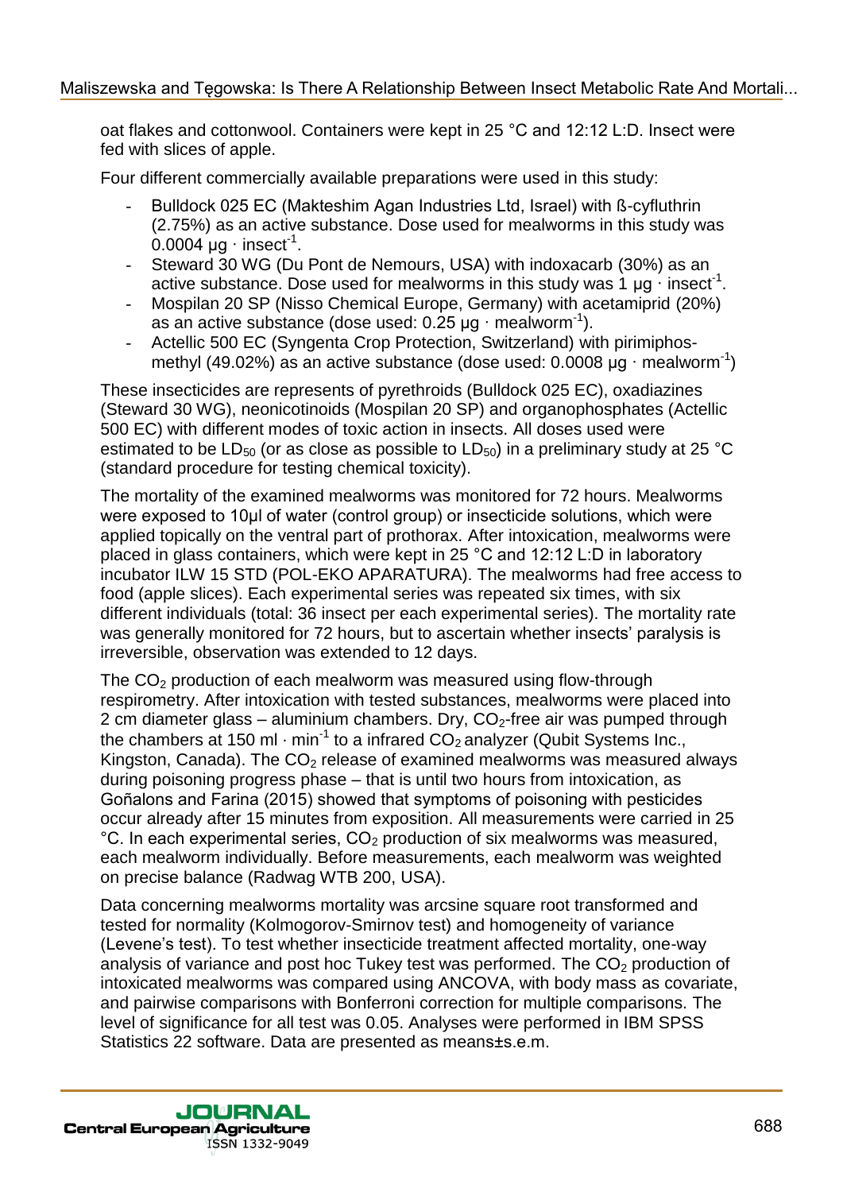oat flakes and cottonwool. Containers were kept in 25 °C and 12:12 L:D. Insect were fed with slices of apple.

Four different commercially available preparations were used in this study:

- Bulldock 025 EC (Makteshim Agan Industries Ltd, Israel) with ß-cyfluthrin (2.75%) as an active substance. Dose used for mealworms in this study was 0.0004 μg · insect$^{-1}$.
- Steward 30 WG (Du Pont de Nemours, USA) with indoxacarb (30%) as an active substance. Dose used for mealworms in this study was 1 μg · insect$^{-1}$.
- Mospilan 20 SP (Nisso Chemical Europe, Germany) with acetamiprid (20%) as an active substance (dose used: 0.25 μg · mealworm$^{-1}$).
- Actellic 500 EC (Syngenta Crop Protection, Switzerland) with pirimiphos-methyl (49.02%) as an active substance (dose used: 0.0008 μg · mealworm$^{-1}$)

These insecticides are represents of pyrethroids (Bulldock 025 EC), oxadiazines (Steward 30 WG), neonicotinoids (Mospilan 20 SP) and organophosphates (Actellic 500 EC) with different modes of toxic action in insects. All doses used were estimated to be $LD_{50}$ (or as close as possible to $LD_{50}$) in a preliminary study at 25 °C (standard procedure for testing chemical toxicity).

The mortality of the examined mealworms was monitored for 72 hours. Mealworms were exposed to 10μl of water (control group) or insecticide solutions, which were applied topically on the ventral part of prothorax. After intoxication, mealworms were placed in glass containers, which were kept in 25 °C and 12:12 L:D in laboratory incubator ILW 15 STD (POL-EKO APARATURA). The mealworms had free access to food (apple slices). Each experimental series was repeated six times, with six different individuals (total: 36 insect per each experimental series). The mortality rate was generally monitored for 72 hours, but to ascertain whether insects' paralysis is irreversible, observation was extended to 12 days.

The $CO_2$ production of each mealworm was measured using flow-through respirometry. After intoxication with tested substances, mealworms were placed into 2 cm diameter glass – aluminium chambers. Dry, $CO_2$-free air was pumped through the chambers at 150 ml · min$^{-1}$ to a infrared $CO_2$ analyzer (Qubit Systems Inc., Kingston, Canada). The $CO_2$ release of examined mealworms was measured always during poisoning progress phase – that is until two hours from intoxication, as Goñalons and Farina (2015) showed that symptoms of poisoning with pesticides occur already after 15 minutes from exposition. All measurements were carried in 25 °C. In each experimental series, $CO_2$ production of six mealworms was measured, each mealworm individually. Before measurements, each mealworm was weighted on precise balance (Radwag WTB 200, USA).

Data concerning mealworms mortality was arcsine square root transformed and tested for normality (Kolmogorov-Smirnov test) and homogeneity of variance (Levene's test). To test whether insecticide treatment affected mortality, one-way analysis of variance and post hoc Tukey test was performed. The $CO_2$ production of intoxicated mealworms was compared using ANCOVA, with body mass as covariate, and pairwise comparisons with Bonferroni correction for multiple comparisons. The level of significance for all test was 0.05. Analyses were performed in IBM SPSS Statistics 22 software. Data are presented as means±s.e.m.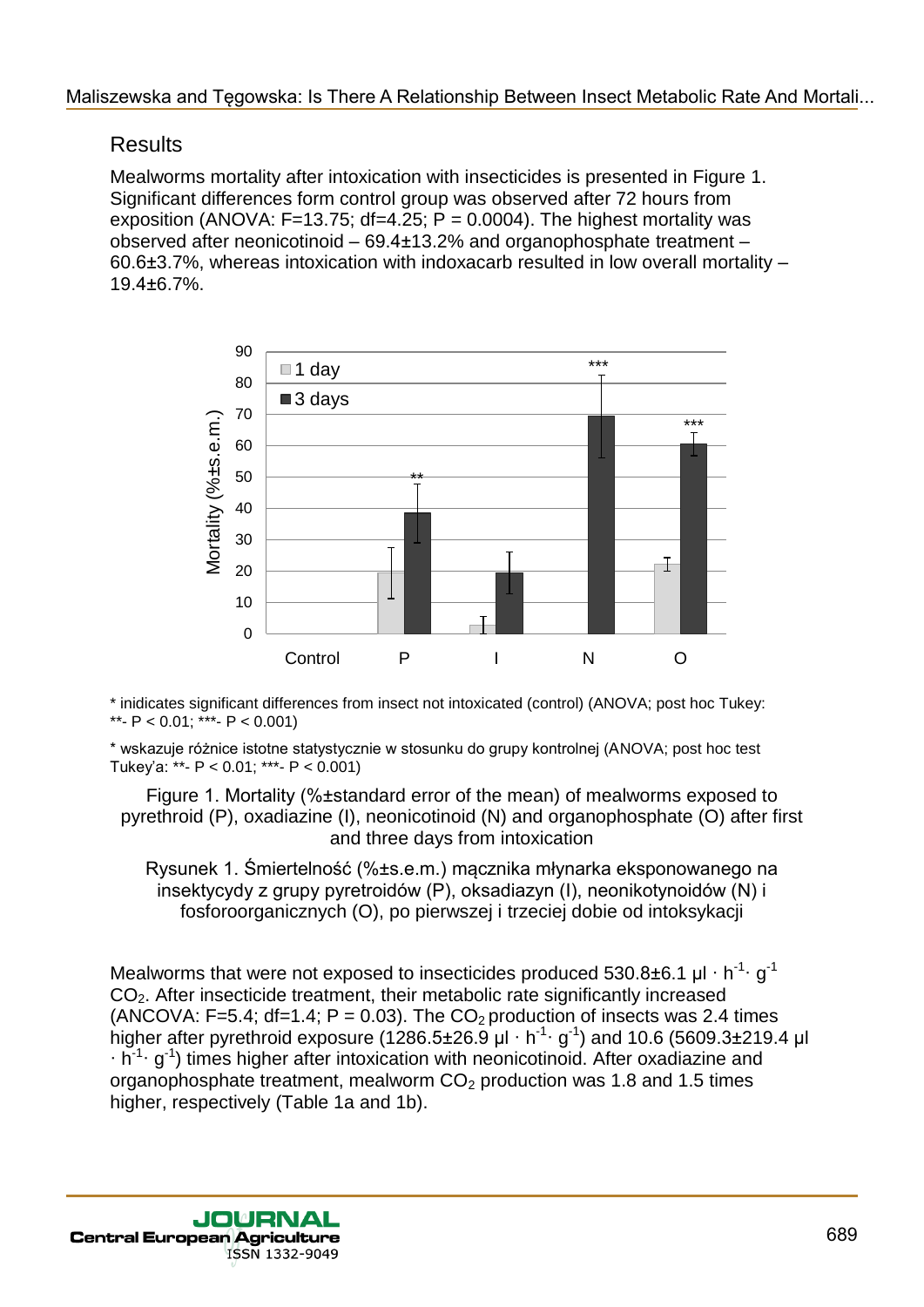## Results

Mealworms mortality after intoxication with insecticides is presented in Figure 1. Significant differences form control group was observed after 72 hours from exposition (ANOVA: F=13.75; df=4.25; P = 0.0004). The highest mortality was observed after neonicotinoid – 69.4±13.2% and organophosphate treatment – 60.6±3.7%, whereas intoxication with indoxacarb resulted in low overall mortality – 19.4±6.7%.

* inidicates significant differences from insect not intoxicated (control) (ANOVA; post hoc Tukey: **- P < 0.01; ***- P < 0.001)

* wskazuje różnice istotne statystycznie w stosunku do grupy kontrolnej (ANOVA; post hoc test Tukey'a: **- P < 0.01; ***- P < 0.001)

Figure 1. Mortality (%±standard error of the mean) of mealworms exposed to pyrethroid (P), oxadiazine (I), neonicotinoid (N) and organophosphate (O) after first and three days from intoxication

Rysunek 1. Śmiertelność (%±s.e.m.) mącznika młynarka eksponowanego na insektycydy z grupy pyretroidów (P), oksadiazyn (I), neonikotynoidów (N) i fosforoorganicznych (O), po pierwszej i trzeciej dobie od intoksykacji

Mealworms that were not exposed to insecticides produced 530.8±6.1 $\mu l \cdot h^{-1} \cdot g^{-1}$ $CO_2$. After insecticide treatment, their metabolic rate significantly increased (ANCOVA: F=5.4; df=1.4; P = 0.03). The $CO_2$ production of insects was 2.4 times higher after pyrethroid exposure (1286.5±26.9 $\mu l \cdot h^{-1} \cdot g^{-1}$) and 10.6 (5609.3±219.4 $\mu l \cdot h^{-1} \cdot g^{-1}$) times higher after intoxication with neonicotinoid. After oxadiazine and organophosphate treatment, mealworm $CO_2$ production was 1.8 and 1.5 times higher, respectively (Table 1a and 1b).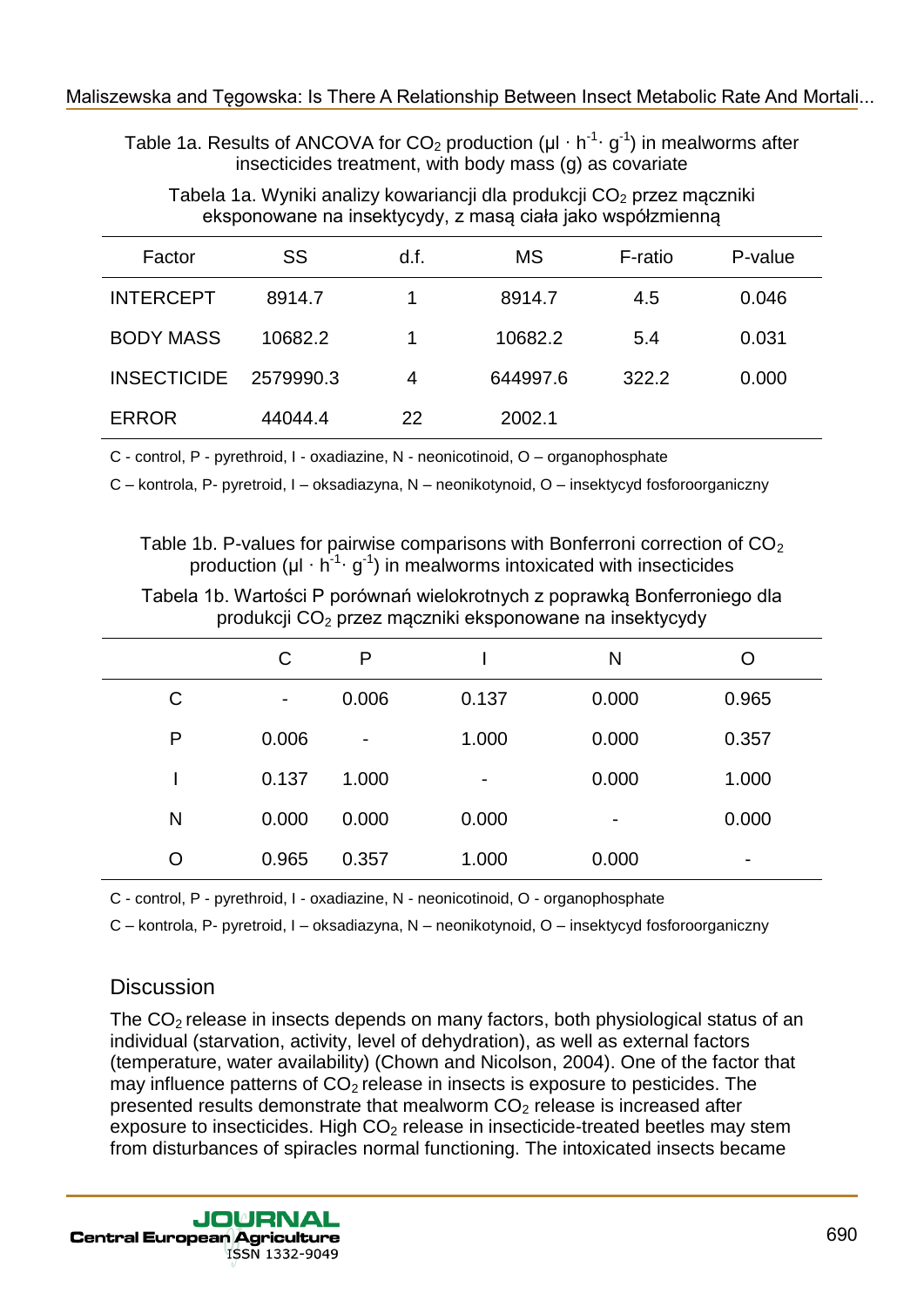Table 1a. Results of ANCOVA for $CO_2$ production ($\mu l \cdot h^{-1} \cdot g^{-1}$) in mealworms after insecticides treatment, with body mass (g) as covariate

Tabela 1a. Wyniki analizy kowariancji dla produkcji $CO_2$ przez mączniki eksponowane na insektycydy, z masą ciała jako współzmienną

| Factor | SS | d.f. | MS | F-ratio | P-value |
|---|---|---|---|---|---|
| INTERCEPT | 8914.7 | 1 | 8914.7 | 4.5 | 0.046 |
| BODY MASS | 10682.2 | 1 | 10682.2 | 5.4 | 0.031 |
| INSECTICIDE | 2579990.3 | 4 | 644997.6 | 322.2 | 0.000 |
| ERROR | 44044.4 | 22 | 2002.1 | | |

C - control, P - pyrethroid, I - oxadiazine, N - neonicotinoid, O – organophosphate

C – kontrola, P- pyretroid, I – oksadiazyna, N – neonikotynoid, O – insektycyd fosforoorganiczny

Table 1b. P-values for pairwise comparisons with Bonferroni correction of $CO_2$ production ($\mu l \cdot h^{-1} \cdot g^{-1}$) in mealworms intoxicated with insecticides

Tabela 1b. Wartości P porównań wielokrotnych z poprawką Bonferroniego dla produkcji $CO_2$ przez mączniki eksponowane na insektycydy

| | C | P | I | N | O |
|---|---|---|---|---|---|
| C | - | 0.006 | 0.137 | 0.000 | 0.965 |
| P | 0.006 | - | 1.000 | 0.000 | 0.357 |
| I | 0.137 | 1.000 | - | 0.000 | 1.000 |
| N | 0.000 | 0.000 | 0.000 | - | 0.000 |
| O | 0.965 | 0.357 | 1.000 | 0.000 | - |

C - control, P - pyrethroid, I - oxadiazine, N - neonicotinoid, O - organophosphate

C – kontrola, P- pyretroid, I – oksadiazyna, N – neonikotynoid, O – insektycyd fosforoorganiczny

## Discussion

The $CO_2$ release in insects depends on many factors, both physiological status of an individual (starvation, activity, level of dehydration), as well as external factors (temperature, water availability) (Chown and Nicolson, 2004). One of the factor that may influence patterns of $CO_2$ release in insects is exposure to pesticides. The presented results demonstrate that mealworm $CO_2$ release is increased after exposure to insecticides. High $CO_2$ release in insecticide-treated beetles may stem from disturbances of spiracles normal functioning. The intoxicated insects became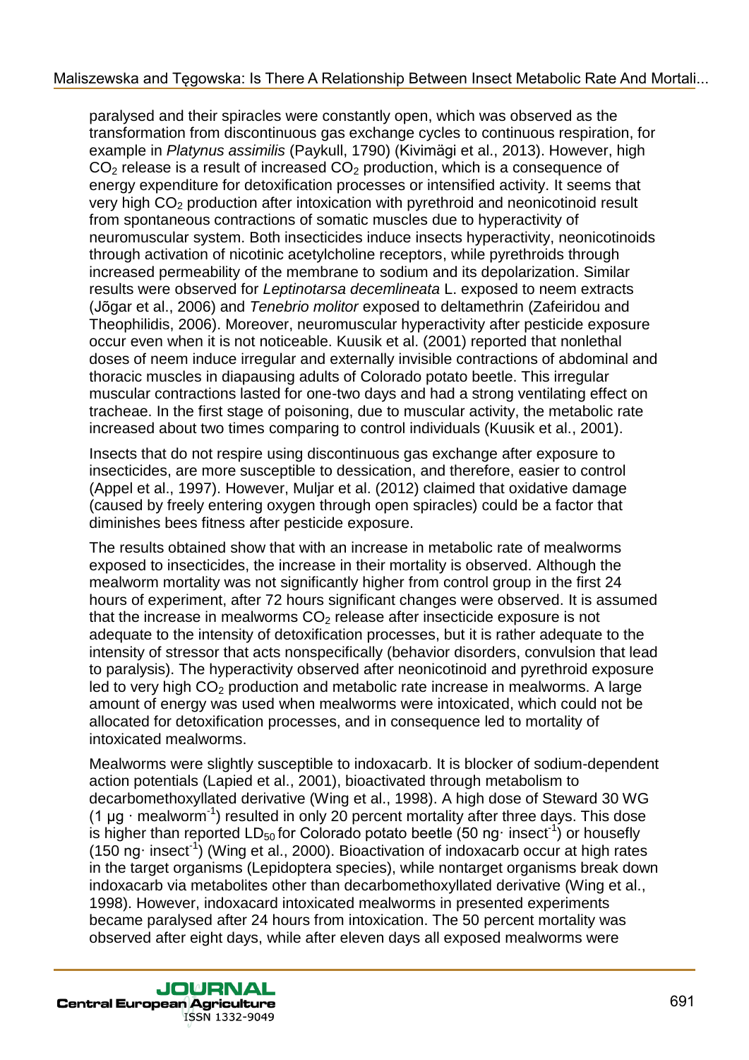paralysed and their spiracles were constantly open, which was observed as the transformation from discontinuous gas exchange cycles to continuous respiration, for example in *Platynus assimilis* (Paykull, 1790) (Kivimägi et al., 2013). However, high $CO_2$ release is a result of increased $CO_2$ production, which is a consequence of energy expenditure for detoxification processes or intensified activity. It seems that very high $CO_2$ production after intoxication with pyrethroid and neonicotinoid result from spontaneous contractions of somatic muscles due to hyperactivity of neuromuscular system. Both insecticides induce insects hyperactivity, neonicotinoids through activation of nicotinic acetylcholine receptors, while pyrethroids through increased permeability of the membrane to sodium and its depolarization. Similar results were observed for *Leptinotarsa decemlineata* L. exposed to neem extracts (Jõgar et al., 2006) and *Tenebrio molitor* exposed to deltamethrin (Zafeiridou and Theophilidis, 2006). Moreover, neuromuscular hyperactivity after pesticide exposure occur even when it is not noticeable. Kuusik et al. (2001) reported that nonlethal doses of neem induce irregular and externally invisible contractions of abdominal and thoracic muscles in diapausing adults of Colorado potato beetle. This irregular muscular contractions lasted for one-two days and had a strong ventilating effect on tracheae. In the first stage of poisoning, due to muscular activity, the metabolic rate increased about two times comparing to control individuals (Kuusik et al., 2001).

Insects that do not respire using discontinuous gas exchange after exposure to insecticides, are more susceptible to dessication, and therefore, easier to control (Appel et al., 1997). However, Muljar et al. (2012) claimed that oxidative damage (caused by freely entering oxygen through open spiracles) could be a factor that diminishes bees fitness after pesticide exposure.

The results obtained show that with an increase in metabolic rate of mealworms exposed to insecticides, the increase in their mortality is observed. Although the mealworm mortality was not significantly higher from control group in the first 24 hours of experiment, after 72 hours significant changes were observed. It is assumed that the increase in mealworms $CO_2$ release after insecticide exposure is not adequate to the intensity of detoxification processes, but it is rather adequate to the intensity of stressor that acts nonspecifically (behavior disorders, convulsion that lead to paralysis). The hyperactivity observed after neonicotinoid and pyrethroid exposure led to very high $CO_2$ production and metabolic rate increase in mealworms. A large amount of energy was used when mealworms were intoxicated, which could not be allocated for detoxification processes, and in consequence led to mortality of intoxicated mealworms.

Mealworms were slightly susceptible to indoxacarb. It is blocker of sodium-dependent action potentials (Lapied et al., 2001), bioactivated through metabolism to decarbomethoxyllated derivative (Wing et al., 1998). A high dose of Steward 30 WG (1 $\mu g \cdot mealworm^{-1}$) resulted in only 20 percent mortality after three days. This dose is higher than reported $LD_{50}$ for Colorado potato beetle (50 $ng \cdot insect^{-1}$) or housefly (150 $ng \cdot insect^{-1}$) (Wing et al., 2000). Bioactivation of indoxacarb occur at high rates in the target organisms (Lepidoptera species), while nontarget organisms break down indoxacarb via metabolites other than decarbomethoxyllated derivative (Wing et al., 1998). However, indoxacard intoxicated mealworms in presented experiments became paralysed after 24 hours from intoxication. The 50 percent mortality was observed after eight days, while after eleven days all exposed mealworms were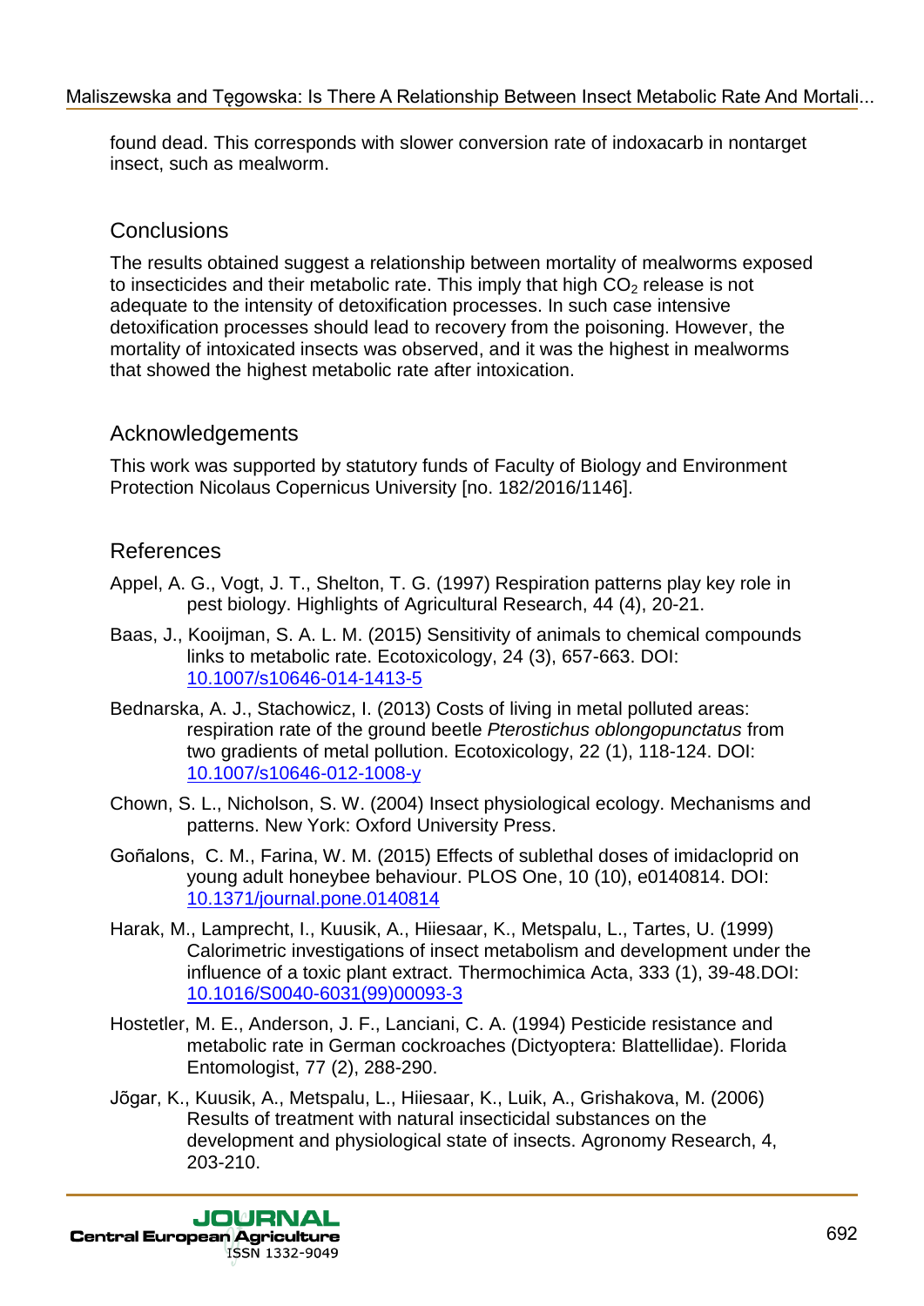found dead. This corresponds with slower conversion rate of indoxacarb in nontarget insect, such as mealworm.

## Conclusions

The results obtained suggest a relationship between mortality of mealworms exposed to insecticides and their metabolic rate. This imply that high $CO_2$ release is not adequate to the intensity of detoxification processes. In such case intensive detoxification processes should lead to recovery from the poisoning. However, the mortality of intoxicated insects was observed, and it was the highest in mealworms that showed the highest metabolic rate after intoxication.

## Acknowledgements

This work was supported by statutory funds of Faculty of Biology and Environment Protection Nicolaus Copernicus University [no. 182/2016/1146].

## References

Appel, A. G., Vogt, J. T., Shelton, T. G. (1997) Respiration patterns play key role in pest biology. Highlights of Agricultural Research, 44 (4), 20-21.

Baas, J., Kooijman, S. A. L. M. (2015) Sensitivity of animals to chemical compounds links to metabolic rate. Ecotoxicology, 24 (3), 657-663. DOI: 10.1007/s10646-014-1413-5

Bednarska, A. J., Stachowicz, I. (2013) Costs of living in metal polluted areas: respiration rate of the ground beetle *Pterostichus oblongopunctatus* from two gradients of metal pollution. Ecotoxicology, 22 (1), 118-124. DOI: 10.1007/s10646-012-1008-y

Chown, S. L., Nicholson, S. W. (2004) Insect physiological ecology. Mechanisms and patterns. New York: Oxford University Press.

Goñalons, C. M., Farina, W. M. (2015) Effects of sublethal doses of imidacloprid on young adult honeybee behaviour. PLOS One, 10 (10), e0140814. DOI: 10.1371/journal.pone.0140814

Harak, M., Lamprecht, I., Kuusik, A., Hiiesaar, K., Metspalu, L., Tartes, U. (1999) Calorimetric investigations of insect metabolism and development under the influence of a toxic plant extract. Thermochimica Acta, 333 (1), 39-48.DOI: 10.1016/S0040-6031(99)00093-3

Hostetler, M. E., Anderson, J. F., Lanciani, C. A. (1994) Pesticide resistance and metabolic rate in German cockroaches (Dictyoptera: Blattellidae). Florida Entomologist, 77 (2), 288-290.

Jõgar, K., Kuusik, A., Metspalu, L., Hiiesaar, K., Luik, A., Grishakova, M. (2006) Results of treatment with natural insecticidal substances on the development and physiological state of insects. Agronomy Research, 4, 203-210.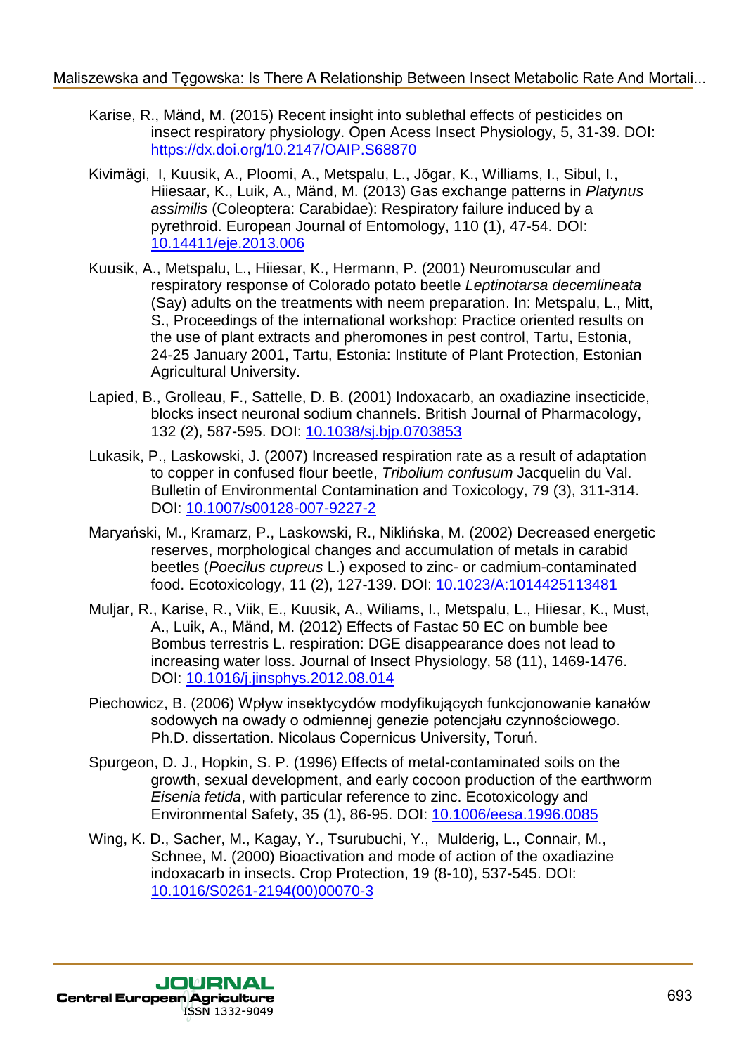Karise, R., Mänd, M. (2015) Recent insight into sublethal effects of pesticides on insect respiratory physiology. Open Acess Insect Physiology, 5, 31-39. DOI: https://dx.doi.org/10.2147/OAIP.S68870

Kivimägi, I, Kuusik, A., Ploomi, A., Metspalu, L., Jõgar, K., Williams, I., Sibul, I., Hiiesaar, K., Luik, A., Mänd, M. (2013) Gas exchange patterns in *Platynus assimilis* (Coleoptera: Carabidae): Respiratory failure induced by a pyrethroid. European Journal of Entomology, 110 (1), 47-54. DOI: 10.14411/eje.2013.006

Kuusik, A., Metspalu, L., Hiiesar, K., Hermann, P. (2001) Neuromuscular and respiratory response of Colorado potato beetle *Leptinotarsa decemlineata* (Say) adults on the treatments with neem preparation. In: Metspalu, L., Mitt, S., Proceedings of the international workshop: Practice oriented results on the use of plant extracts and pheromones in pest control, Tartu, Estonia, 24-25 January 2001, Tartu, Estonia: Institute of Plant Protection, Estonian Agricultural University.

Lapied, B., Grolleau, F., Sattelle, D. B. (2001) Indoxacarb, an oxadiazine insecticide, blocks insect neuronal sodium channels. British Journal of Pharmacology, 132 (2), 587-595. DOI: 10.1038/sj.bjp.0703853

Lukasik, P., Laskowski, J. (2007) Increased respiration rate as a result of adaptation to copper in confused flour beetle, *Tribolium confusum* Jacquelin du Val. Bulletin of Environmental Contamination and Toxicology, 79 (3), 311-314. DOI: 10.1007/s00128-007-9227-2

Maryański, M., Kramarz, P., Laskowski, R., Niklińska, M. (2002) Decreased energetic reserves, morphological changes and accumulation of metals in carabid beetles (*Poecilus cupreus* L.) exposed to zinc- or cadmium-contaminated food. Ecotoxicology, 11 (2), 127-139. DOI: 10.1023/A:1014425113481

Muljar, R., Karise, R., Viik, E., Kuusik, A., Wiliams, I., Metspalu, L., Hiiesar, K., Must, A., Luik, A., Mänd, M. (2012) Effects of Fastac 50 EC on bumble bee Bombus terrestris L. respiration: DGE disappearance does not lead to increasing water loss. Journal of Insect Physiology, 58 (11), 1469-1476. DOI: 10.1016/j.jinsphys.2012.08.014

Piechowicz, B. (2006) Wpływ insektycydów modyfikujących funkcjonowanie kanałów sodowych na owady o odmiennej genezie potencjału czynnościowego. Ph.D. dissertation. Nicolaus Copernicus University, Toruń.

Spurgeon, D. J., Hopkin, S. P. (1996) Effects of metal-contaminated soils on the growth, sexual development, and early cocoon production of the earthworm *Eisenia fetida*, with particular reference to zinc. Ecotoxicology and Environmental Safety, 35 (1), 86-95. DOI: 10.1006/eesa.1996.0085

Wing, K. D., Sacher, M., Kagay, Y., Tsurubuchi, Y., Mulderig, L., Connair, M., Schnee, M. (2000) Bioactivation and mode of action of the oxadiazine indoxacarb in insects. Crop Protection, 19 (8-10), 537-545. DOI: 10.1016/S0261-2194(00)00070-3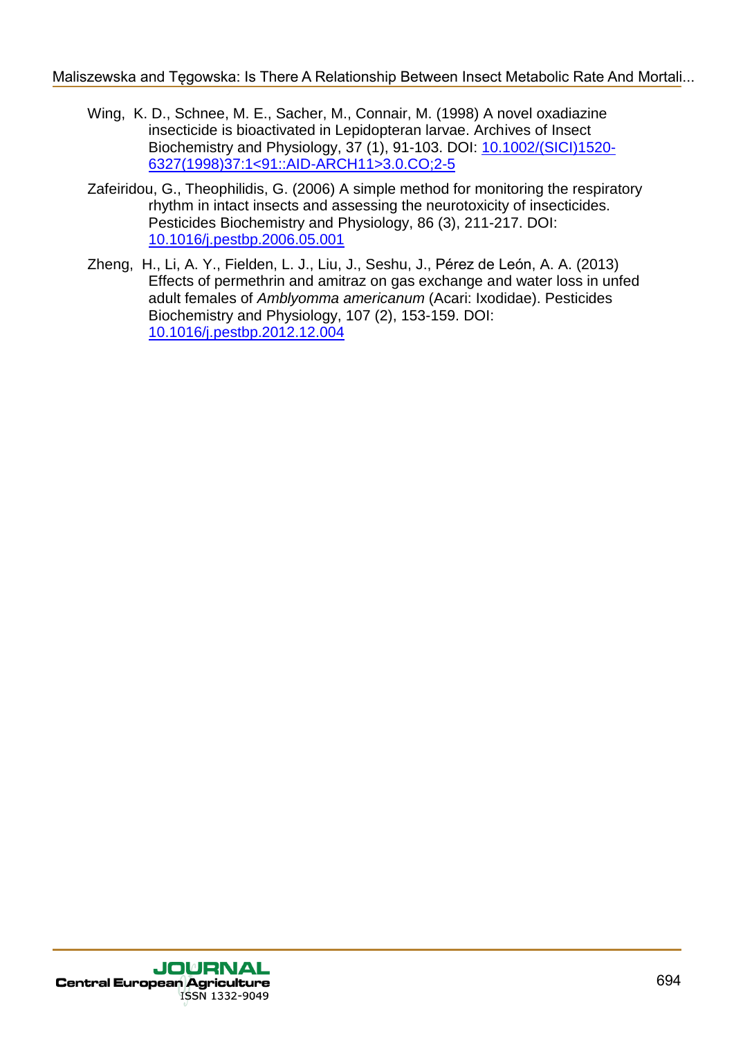Wing, K. D., Schnee, M. E., Sacher, M., Connair, M. (1998) A novel oxadiazine insecticide is bioactivated in Lepidopteran larvae. Archives of Insect Biochemistry and Physiology, 37 (1), 91-103. DOI: 10.1002/(SICI)1520-6327(1998)37:1<91::AID-ARCH11>3.0.CO;2-5

Zafeiridou, G., Theophilidis, G. (2006) A simple method for monitoring the respiratory rhythm in intact insects and assessing the neurotoxicity of insecticides. Pesticides Biochemistry and Physiology, 86 (3), 211-217. DOI: 10.1016/j.pestbp.2006.05.001

Zheng, H., Li, A. Y., Fielden, L. J., Liu, J., Seshu, J., Pérez de León, A. A. (2013) Effects of permethrin and amitraz on gas exchange and water loss in unfed adult females of *Amblyomma americanum* (Acari: Ixodidae). Pesticides Biochemistry and Physiology, 107 (2), 153-159. DOI: 10.1016/j.pestbp.2012.12.004